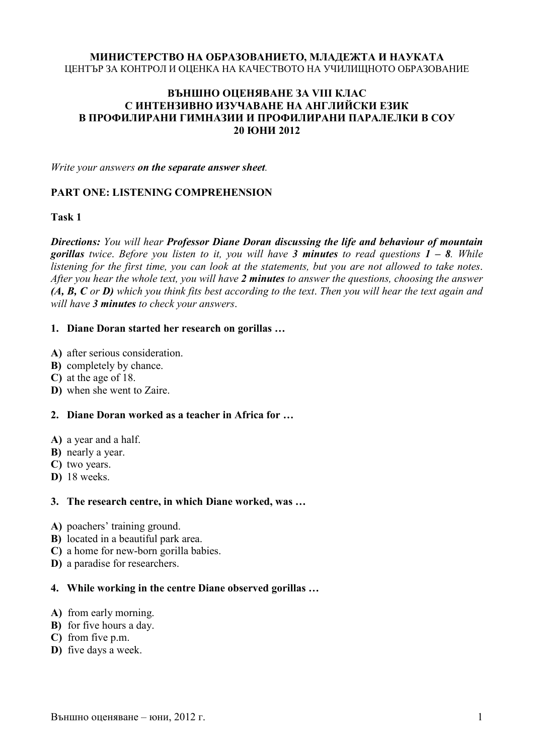**МИНИСТЕРСТВО НА ОБРАЗОВАНИЕТО, МЛАДЕЖТА И НАУКАТА**
ЦЕНТЪР ЗА КОНТРОЛ И ОЦЕНКА НА КАЧЕСТВОТО НА УЧИЛИЩНОТО ОБРАЗОВАНИЕ

**ВЪНШНО ОЦЕНЯВАНЕ ЗА VIII КЛАС**
**С ИНТЕНЗИВНО ИЗУЧАВАНЕ НА АНГЛИЙСКИ ЕЗИК**
**В ПРОФИЛИРАНИ ГИМНАЗИИ И ПРОФИЛИРАНИ ПАРАЛЕЛКИ В СОУ**
**20 ЮНИ 2012**

*Write your answers **on the separate answer sheet**.*

## PART ONE: LISTENING COMPREHENSION

### Task 1

***Directions:*** *You will hear **Professor Diane Doran discussing the life and behaviour of mountain gorillas** twice. Before you listen to it, you will have **3 minutes** to read questions **1 – 8**. While listening for the first time, you can look at the statements, but you are not allowed to take notes. After you hear the whole text, you will have **2 minutes** to answer the questions, choosing the answer **(A, B, C** or **D)** which you think fits best according to the text. Then you will hear the text again and will have **3 minutes** to check your answers.*

**1. Diane Doran started her research on gorillas …**

**A)** after serious consideration.
**B)** completely by chance.
**C)** at the age of 18.
**D)** when she went to Zaire.

**2. Diane Doran worked as a teacher in Africa for …**

**A)** a year and a half.
**B)** nearly a year.
**C)** two years.
**D)** 18 weeks.

**3. The research centre, in which Diane worked, was …**

**A)** poachers' training ground.
**B)** located in a beautiful park area.
**C)** a home for new-born gorilla babies.
**D)** a paradise for researchers.

**4. While working in the centre Diane observed gorillas …**

**A)** from early morning.
**B)** for five hours a day.
**C)** from five p.m.
**D)** five days a week.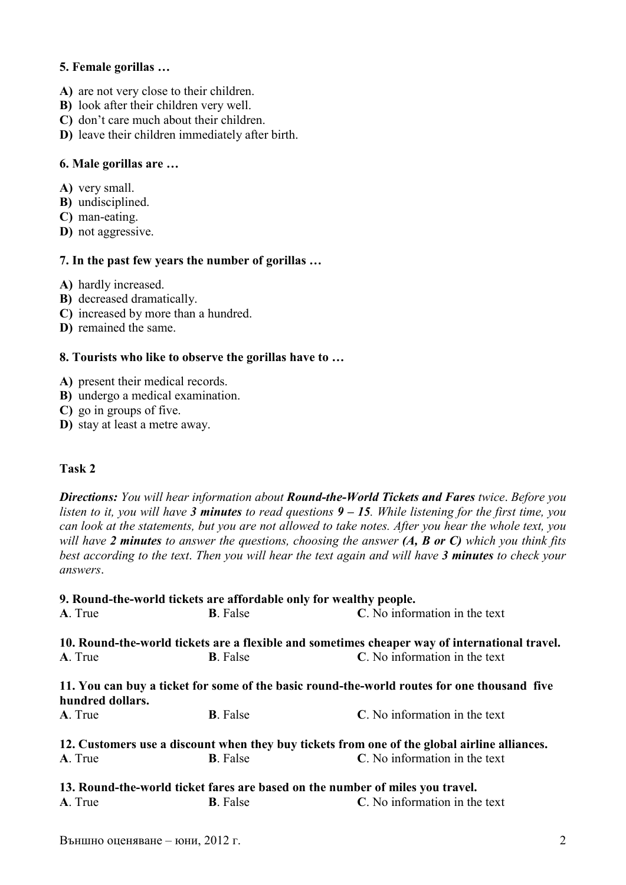**5. Female gorillas …**

**A)** are not very close to their children.
**B)** look after their children very well.
**C)** don't care much about their children.
**D)** leave their children immediately after birth.

**6. Male gorillas are …**

**A)** very small.
**B)** undisciplined.
**C)** man-eating.
**D)** not aggressive.

**7. In the past few years the number of gorillas …**

**A)** hardly increased.
**B)** decreased dramatically.
**C)** increased by more than a hundred.
**D)** remained the same.

**8. Tourists who like to observe the gorillas have to …**

**A)** present their medical records.
**B)** undergo a medical examination.
**C)** go in groups of five.
**D)** stay at least a metre away.

**Task 2**

***Directions:*** *You will hear information about* ***Round-the-World Tickets and Fares*** *twice. Before you listen to it, you will have* ***3 minutes*** *to read questions* ***9 – 15****. While listening for the first time, you can look at the statements, but you are not allowed to take notes. After you hear the whole text, you will have* ***2 minutes*** *to answer the questions, choosing the answer* ***(A, B or C)*** *which you think fits best according to the text. Then you will hear the text again and will have* ***3 minutes*** *to check your answers.*

**9. Round-the-world tickets are affordable only for wealthy people.**
**A**. True **B**. False **C**. No information in the text

**10. Round-the-world tickets are a flexible and sometimes cheaper way of international travel.**
**A**. True **B**. False **C**. No information in the text

**11. You can buy a ticket for some of the basic round-the-world routes for one thousand five hundred dollars.**
**A**. True **B**. False **C**. No information in the text

**12. Customers use a discount when they buy tickets from one of the global airline alliances.**
**A**. True **B**. False **C**. No information in the text

**13. Round-the-world ticket fares are based on the number of miles you travel.**
**A**. True **B**. False **C**. No information in the text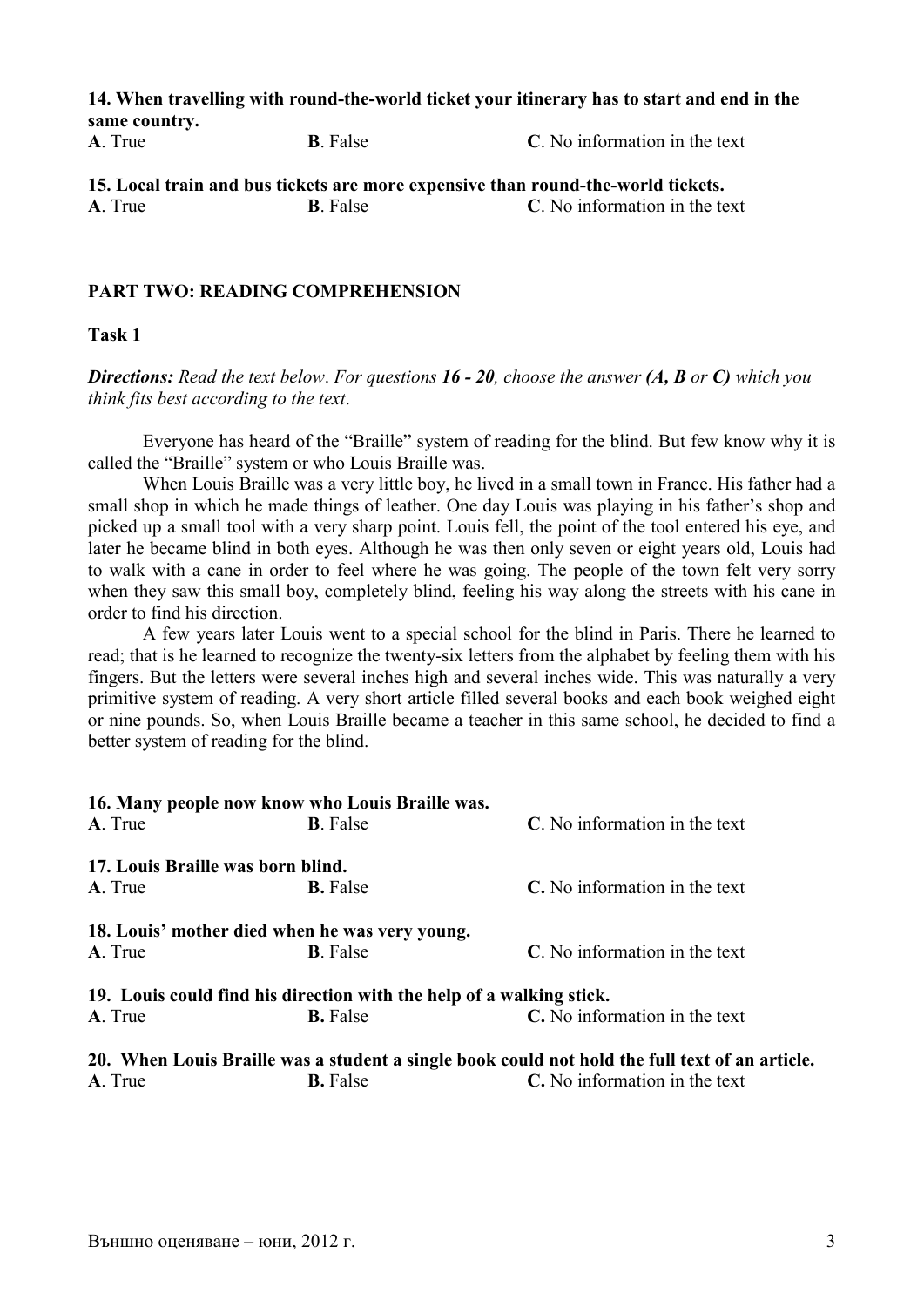**14. When travelling with round-the-world ticket your itinerary has to start and end in the same country.**

**A**. True **B**. False **C**. No information in the text

**15. Local train and bus tickets are more expensive than round-the-world tickets.**

**A**. True **B**. False **C**. No information in the text

## PART TWO: READING COMPREHENSION

### Task 1

***Directions:*** *Read the text below. For questions* ***16 - 20****, choose the answer* ***(A, B*** *or* ***C)*** *which you think fits best according to the text.*

Everyone has heard of the "Braille" system of reading for the blind. But few know why it is called the "Braille" system or who Louis Braille was.

When Louis Braille was a very little boy, he lived in a small town in France. His father had a small shop in which he made things of leather. One day Louis was playing in his father's shop and picked up a small tool with a very sharp point. Louis fell, the point of the tool entered his eye, and later he became blind in both eyes. Although he was then only seven or eight years old, Louis had to walk with a cane in order to feel where he was going. The people of the town felt very sorry when they saw this small boy, completely blind, feeling his way along the streets with his cane in order to find his direction.

A few years later Louis went to a special school for the blind in Paris. There he learned to read; that is he learned to recognize the twenty-six letters from the alphabet by feeling them with his fingers. But the letters were several inches high and several inches wide. This was naturally a very primitive system of reading. A very short article filled several books and each book weighed eight or nine pounds. So, when Louis Braille became a teacher in this same school, he decided to find a better system of reading for the blind.

**16. Many people now know who Louis Braille was.**

**A**. True **B**. False **C**. No information in the text

**17. Louis Braille was born blind.**

**A**. True **B.** False **C.** No information in the text

**18. Louis' mother died when he was very young.**

**A**. True **B**. False **C**. No information in the text

**19. Louis could find his direction with the help of a walking stick.**

**A**. True **B.** False **C.** No information in the text

**20. When Louis Braille was a student a single book could not hold the full text of an article.**

**A**. True **B.** False **C.** No information in the text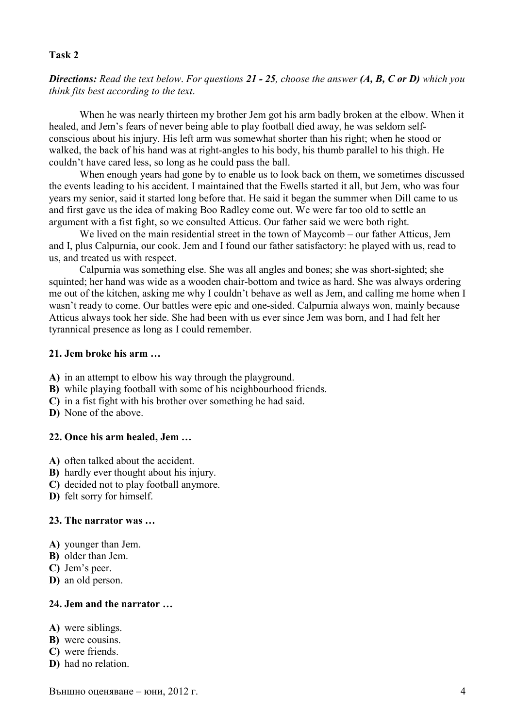**Task 2**

***Directions:*** *Read the text below. For questions **21 - 25**, choose the answer **(A, B, C or D)** which you think fits best according to the text.*

When he was nearly thirteen my brother Jem got his arm badly broken at the elbow. When it healed, and Jem's fears of never being able to play football died away, he was seldom self-conscious about his injury. His left arm was somewhat shorter than his right; when he stood or walked, the back of his hand was at right-angles to his body, his thumb parallel to his thigh. He couldn't have cared less, so long as he could pass the ball.

When enough years had gone by to enable us to look back on them, we sometimes discussed the events leading to his accident. I maintained that the Ewells started it all, but Jem, who was four years my senior, said it started long before that. He said it began the summer when Dill came to us and first gave us the idea of making Boo Radley come out. We were far too old to settle an argument with a fist fight, so we consulted Atticus. Our father said we were both right.

We lived on the main residential street in the town of Maycomb – our father Atticus, Jem and I, plus Calpurnia, our cook. Jem and I found our father satisfactory: he played with us, read to us, and treated us with respect.

Calpurnia was something else. She was all angles and bones; she was short-sighted; she squinted; her hand was wide as a wooden chair-bottom and twice as hard. She was always ordering me out of the kitchen, asking me why I couldn't behave as well as Jem, and calling me home when I wasn't ready to come. Our battles were epic and one-sided. Calpurnia always won, mainly because Atticus always took her side. She had been with us ever since Jem was born, and I had felt her tyrannical presence as long as I could remember.

**21. Jem broke his arm …**

**A)** in an attempt to elbow his way through the playground.
**B)** while playing football with some of his neighbourhood friends.
**C)** in a fist fight with his brother over something he had said.
**D)** None of the above.

**22. Once his arm healed, Jem …**

**A)** often talked about the accident.
**B)** hardly ever thought about his injury.
**C)** decided not to play football anymore.
**D)** felt sorry for himself.

**23. The narrator was …**

**A)** younger than Jem.
**B)** older than Jem.
**C)** Jem's peer.
**D)** an old person.

**24. Jem and the narrator …**

**A)** were siblings.
**B)** were cousins.
**C)** were friends.
**D)** had no relation.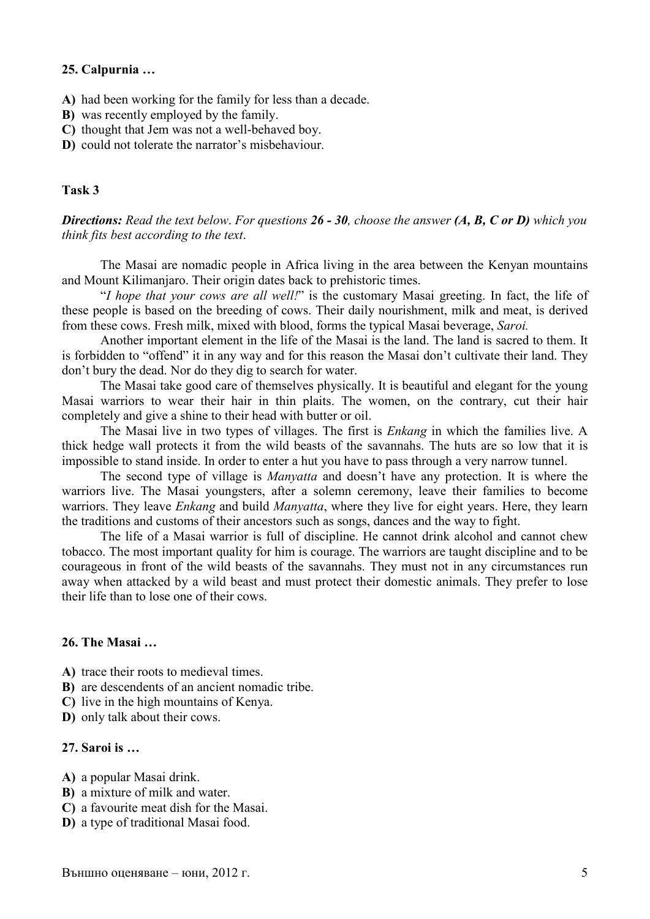**25. Calpurnia …**

**A)** had been working for the family for less than a decade.
**B)** was recently employed by the family.
**C)** thought that Jem was not a well-behaved boy.
**D)** could not tolerate the narrator's misbehaviour.

**Task 3**

***Directions:*** *Read the text below. For questions* ***26 - 30****, choose the answer* ***(A, B, C or D)*** *which you think fits best according to the text.*

The Masai are nomadic people in Africa living in the area between the Kenyan mountains and Mount Kilimanjaro. Their origin dates back to prehistoric times.

"*I hope that your cows are all well!*" is the customary Masai greeting. In fact, the life of these people is based on the breeding of cows. Their daily nourishment, milk and meat, is derived from these cows. Fresh milk, mixed with blood, forms the typical Masai beverage, *Saroi.*

Another important element in the life of the Masai is the land. The land is sacred to them. It is forbidden to "offend" it in any way and for this reason the Masai don't cultivate their land. They don't bury the dead. Nor do they dig to search for water.

The Masai take good care of themselves physically. It is beautiful and elegant for the young Masai warriors to wear their hair in thin plaits. The women, on the contrary, cut their hair completely and give a shine to their head with butter or oil.

The Masai live in two types of villages. The first is *Enkang* in which the families live. A thick hedge wall protects it from the wild beasts of the savannahs. The huts are so low that it is impossible to stand inside. In order to enter a hut you have to pass through a very narrow tunnel.

The second type of village is *Manyatta* and doesn't have any protection. It is where the warriors live. The Masai youngsters, after a solemn ceremony, leave their families to become warriors. They leave *Enkang* and build *Manyatta*, where they live for eight years. Here, they learn the traditions and customs of their ancestors such as songs, dances and the way to fight.

The life of a Masai warrior is full of discipline. He cannot drink alcohol and cannot chew tobacco. The most important quality for him is courage. The warriors are taught discipline and to be courageous in front of the wild beasts of the savannahs. They must not in any circumstances run away when attacked by a wild beast and must protect their domestic animals. They prefer to lose their life than to lose one of their cows.

**26. The Masai …**

**A)** trace their roots to medieval times.
**B)** are descendents of an ancient nomadic tribe.
**C)** live in the high mountains of Kenya.
**D)** only talk about their cows.

**27. Saroi is …**

**A)** a popular Masai drink.
**B)** a mixture of milk and water.
**C)** a favourite meat dish for the Masai.
**D)** a type of traditional Masai food.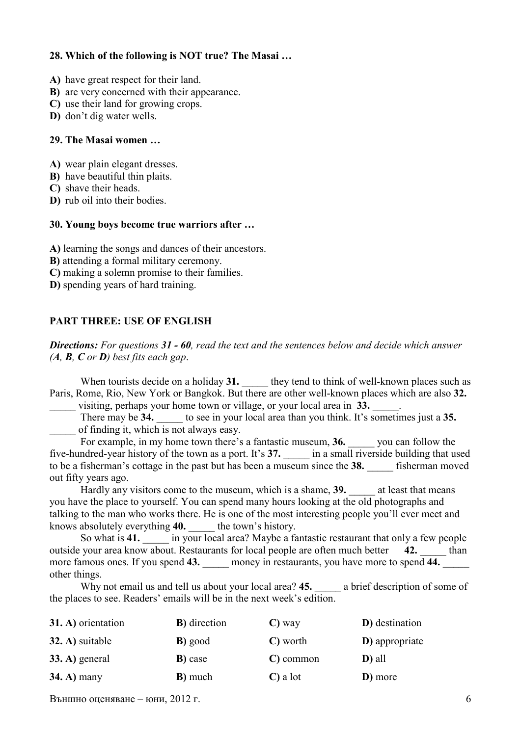**28. Which of the following is NOT true? The Masai …**

**A)** have great respect for their land.
**B)** are very concerned with their appearance.
**C)** use their land for growing crops.
**D)** don't dig water wells.

**29. The Masai women …**

**A)** wear plain elegant dresses.
**B)** have beautiful thin plaits.
**C)** shave their heads.
**D)** rub oil into their bodies.

**30. Young boys become true warriors after …**

**A)** learning the songs and dances of their ancestors.
**B)** attending a formal military ceremony.
**C)** making a solemn promise to their families.
**D)** spending years of hard training.

## PART THREE: USE OF ENGLISH

***Directions:*** *For questions **31 - 60**, read the text and the sentences below and decide which answer (**A**, **B**, **C** or **D**) best fits each gap.*

When tourists decide on a holiday **31.** _____ they tend to think of well-known places such as Paris, Rome, Rio, New York or Bangkok. But there are other well-known places which are also **32.** _____ visiting, perhaps your home town or village, or your local area in **33.** _____.

There may be **34.** _____ to see in your local area than you think. It's sometimes just a **35.** _____ of finding it, which is not always easy.

For example, in my home town there's a fantastic museum, **36.** _____ you can follow the five-hundred-year history of the town as a port. It's **37.** _____ in a small riverside building that used to be a fisherman's cottage in the past but has been a museum since the **38.** _____ fisherman moved out fifty years ago.

Hardly any visitors come to the museum, which is a shame, **39.** _____ at least that means you have the place to yourself. You can spend many hours looking at the old photographs and talking to the man who works there. He is one of the most interesting people you'll ever meet and knows absolutely everything **40.** _____ the town's history.

So what is **41.** _____ in your local area? Maybe a fantastic restaurant that only a few people outside your area know about. Restaurants for local people are often much better **42.** _____ than more famous ones. If you spend **43.** _____ money in restaurants, you have more to spend **44.** _____ other things.

Why not email us and tell us about your local area? **45.** _____ a brief description of some of the places to see. Readers' emails will be in the next week's edition.

| | | | |
|---|---|---|---|
| **31. A)** orientation | **B)** direction | **C)** way | **D)** destination |
| **32. A)** suitable | **B)** good | **C)** worth | **D)** appropriate |
| **33. A)** general | **B)** case | **C)** common | **D)** all |
| **34. A)** many | **B)** much | **C)** a lot | **D)** more |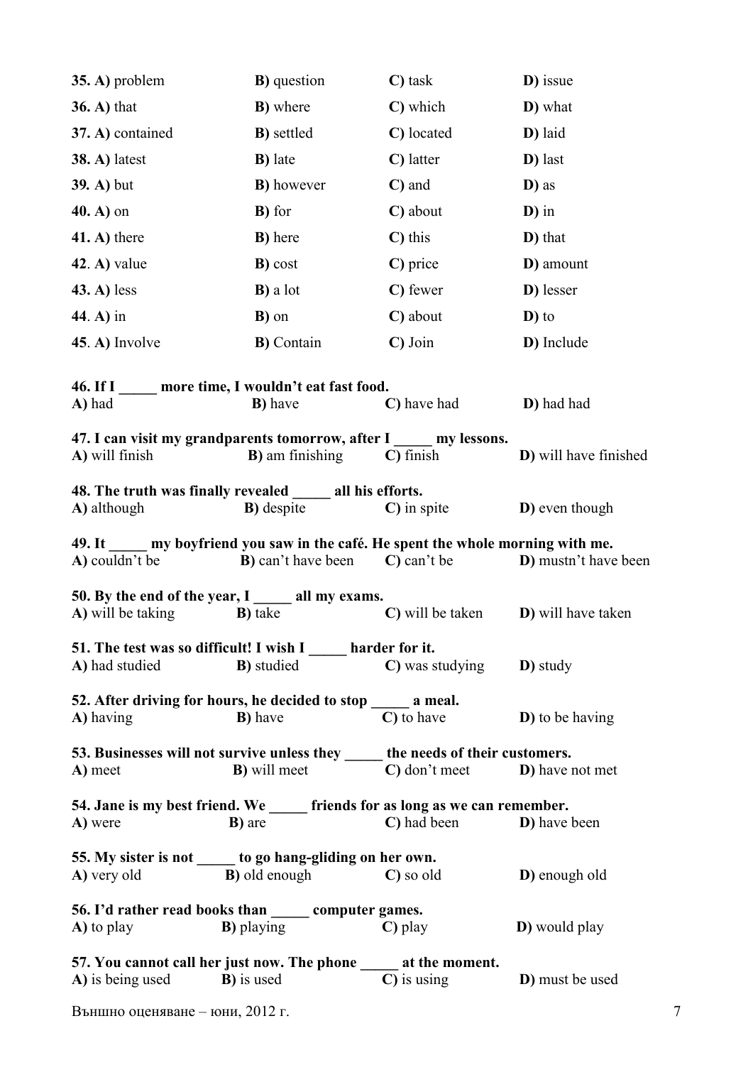| | | | |
|---|---|---|---|
| **35. A)** problem | **B)** question | **C)** task | **D)** issue |
| **36. A)** that | **B)** where | **C)** which | **D)** what |
| **37. A)** contained | **B)** settled | **C)** located | **D)** laid |
| **38. A)** latest | **B)** late | **C)** latter | **D)** last |
| **39. A)** but | **B)** however | **C)** and | **D)** as |
| **40. A)** on | **B)** for | **C)** about | **D)** in |
| **41. A)** there | **B)** here | **C)** this | **D)** that |
| **42**. **A)** value | **B)** cost | **C)** price | **D)** amount |
| **43. A)** less | **B)** a lot | **C)** fewer | **D)** lesser |
| **44**. **A)** in | **B)** on | **C)** about | **D)** to |
| **45**. **A)** Involve | **B)** Contain | **C)** Join | **D)** Include |

**46. If I _____ more time, I wouldn't eat fast food.**
**A)** had **B)** have **C)** have had **D)** had had

**47. I can visit my grandparents tomorrow, after I _____ my lessons.**
**A)** will finish **B)** am finishing **C)** finish **D)** will have finished

**48. The truth was finally revealed _____ all his efforts.**
**A)** although **B)** despite **C)** in spite **D)** even though

**49. It _____ my boyfriend you saw in the café. He spent the whole morning with me.**
**A)** couldn't be **B)** can't have been **C)** can't be **D)** mustn't have been

**50. By the end of the year, I _____ all my exams.**
**A)** will be taking **B)** take **C)** will be taken **D)** will have taken

**51. The test was so difficult! I wish I _____ harder for it.**
**A)** had studied **B)** studied **C)** was studying **D)** study

**52. After driving for hours, he decided to stop _____ a meal.**
**A)** having **B)** have **C)** to have **D)** to be having

**53. Businesses will not survive unless they _____ the needs of their customers.**
**A)** meet **B)** will meet **C)** don't meet **D)** have not met

**54. Jane is my best friend. We _____ friends for as long as we can remember.**
**A)** were **B)** are **C)** had been **D)** have been

**55. My sister is not _____ to go hang-gliding on her own.**
**A)** very old **B)** old enough **C)** so old **D)** enough old

**56. I'd rather read books than _____ computer games.**
**A)** to play **B)** playing **C)** play **D)** would play

**57. You cannot call her just now. The phone _____ at the moment.**
**A)** is being used **B)** is used **C)** is using **D)** must be used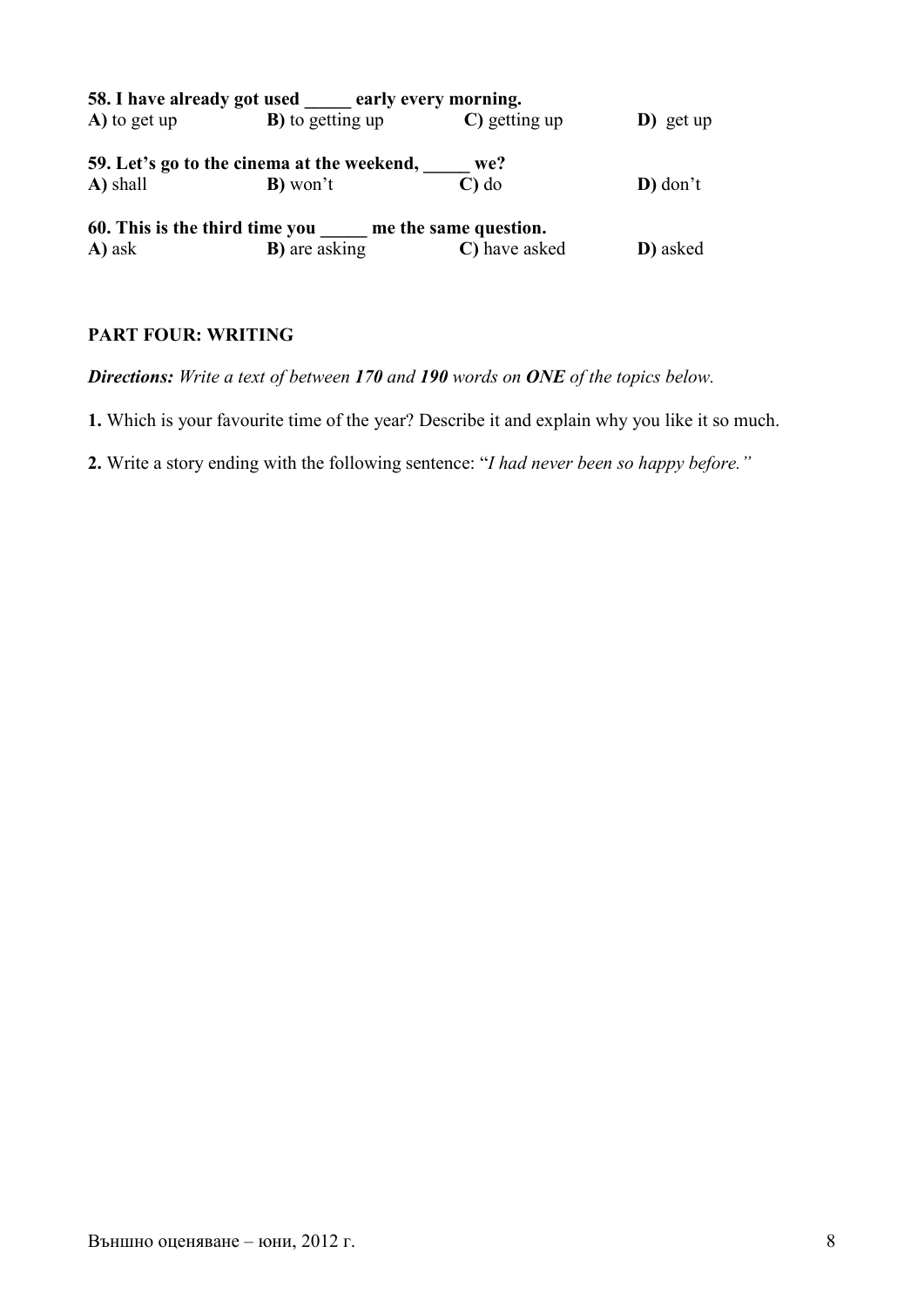**58. I have already got used _____ early every morning.**

**A)** to get up **B)** to getting up **C)** getting up **D)** get up

**59. Let's go to the cinema at the weekend, _____ we?**

**A)** shall **B)** won't **C)** do **D)** don't

**60. This is the third time you _____ me the same question.**

**A)** ask **B)** are asking **C)** have asked **D)** asked

**PART FOUR: WRITING**

***Directions:*** *Write a text of between **170** and **190** words on **ONE** of the topics below.*

**1.** Which is your favourite time of the year? Describe it and explain why you like it so much.

**2.** Write a story ending with the following sentence: "*I had never been so happy before.*"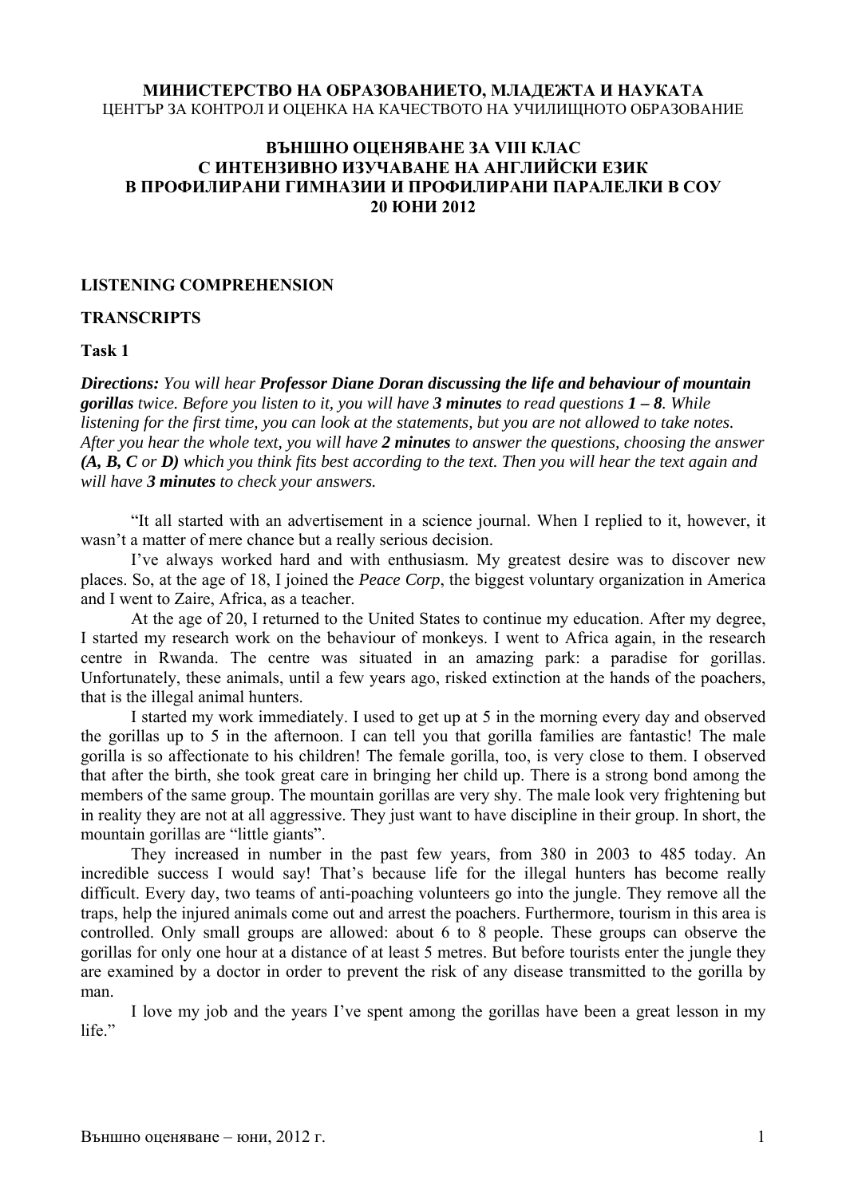**МИНИСТЕРСТВО НА ОБРАЗОВАНИЕТО, МЛАДЕЖТА И НАУКАТА**
ЦЕНТЪР ЗА КОНТРОЛ И ОЦЕНКА НА КАЧЕСТВОТО НА УЧИЛИЩНОТО ОБРАЗОВАНИЕ

**ВЪНШНО ОЦЕНЯВАНЕ ЗА VIII КЛАС**
**С ИНТЕНЗИВНО ИЗУЧАВАНЕ НА АНГЛИЙСКИ ЕЗИК**
**В ПРОФИЛИРАНИ ГИМНАЗИИ И ПРОФИЛИРАНИ ПАРАЛЕЛКИ В СОУ**
**20 ЮНИ 2012**

## LISTENING COMPREHENSION

## TRANSCRIPTS

### Task 1

***Directions:*** *You will hear* ***Professor Diane Doran discussing the life and behaviour of mountain gorillas*** *twice. Before you listen to it, you will have* ***3 minutes*** *to read questions* ***1 – 8****. While listening for the first time, you can look at the statements, but you are not allowed to take notes. After you hear the whole text, you will have* ***2 minutes*** *to answer the questions, choosing the answer* ***(A, B, C*** *or* ***D)*** *which you think fits best according to the text. Then you will hear the text again and will have* ***3 minutes*** *to check your answers.*

"It all started with an advertisement in a science journal. When I replied to it, however, it wasn't a matter of mere chance but a really serious decision.

I've always worked hard and with enthusiasm. My greatest desire was to discover new places. So, at the age of 18, I joined the *Peace Corp*, the biggest voluntary organization in America and I went to Zaire, Africa, as a teacher.

At the age of 20, I returned to the United States to continue my education. After my degree, I started my research work on the behaviour of monkeys. I went to Africa again, in the research centre in Rwanda. The centre was situated in an amazing park: a paradise for gorillas. Unfortunately, these animals, until a few years ago, risked extinction at the hands of the poachers, that is the illegal animal hunters.

I started my work immediately. I used to get up at 5 in the morning every day and observed the gorillas up to 5 in the afternoon. I can tell you that gorilla families are fantastic! The male gorilla is so affectionate to his children! The female gorilla, too, is very close to them. I observed that after the birth, she took great care in bringing her child up. There is a strong bond among the members of the same group. The mountain gorillas are very shy. The male look very frightening but in reality they are not at all aggressive. They just want to have discipline in their group. In short, the mountain gorillas are "little giants".

They increased in number in the past few years, from 380 in 2003 to 485 today. An incredible success I would say! That's because life for the illegal hunters has become really difficult. Every day, two teams of anti-poaching volunteers go into the jungle. They remove all the traps, help the injured animals come out and arrest the poachers. Furthermore, tourism in this area is controlled. Only small groups are allowed: about 6 to 8 people. These groups can observe the gorillas for only one hour at a distance of at least 5 metres. But before tourists enter the jungle they are examined by a doctor in order to prevent the risk of any disease transmitted to the gorilla by man.

I love my job and the years I've spent among the gorillas have been a great lesson in my life."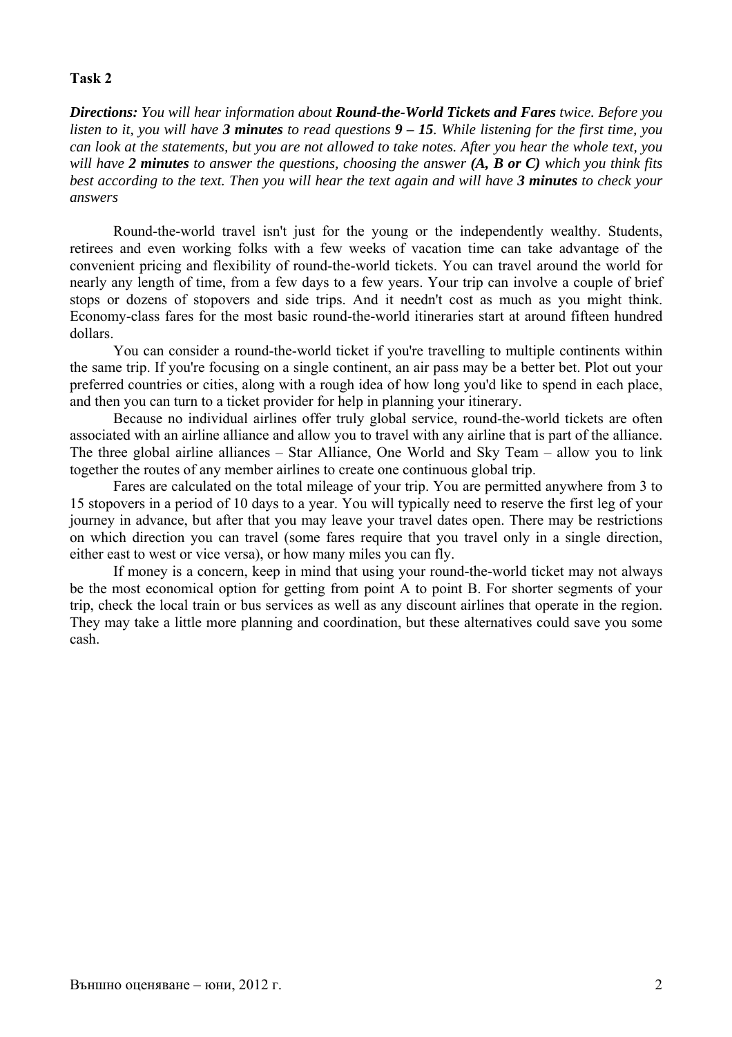**Task 2**

***Directions:*** *You will hear information about **Round-the-World Tickets and Fares** twice. Before you listen to it, you will have **3 minutes** to read questions **9 – 15**. While listening for the first time, you can look at the statements, but you are not allowed to take notes. After you hear the whole text, you will have **2 minutes** to answer the questions, choosing the answer **(A, B or C)** which you think fits best according to the text. Then you will hear the text again and will have **3 minutes** to check your answers*

Round-the-world travel isn't just for the young or the independently wealthy. Students, retirees and even working folks with a few weeks of vacation time can take advantage of the convenient pricing and flexibility of round-the-world tickets. You can travel around the world for nearly any length of time, from a few days to a few years. Your trip can involve a couple of brief stops or dozens of stopovers and side trips. And it needn't cost as much as you might think. Economy-class fares for the most basic round-the-world itineraries start at around fifteen hundred dollars.

You can consider a round-the-world ticket if you're travelling to multiple continents within the same trip. If you're focusing on a single continent, an air pass may be a better bet. Plot out your preferred countries or cities, along with a rough idea of how long you'd like to spend in each place, and then you can turn to a ticket provider for help in planning your itinerary.

Because no individual airlines offer truly global service, round-the-world tickets are often associated with an airline alliance and allow you to travel with any airline that is part of the alliance. The three global airline alliances – Star Alliance, One World and Sky Team – allow you to link together the routes of any member airlines to create one continuous global trip.

Fares are calculated on the total mileage of your trip. You are permitted anywhere from 3 to 15 stopovers in a period of 10 days to a year. You will typically need to reserve the first leg of your journey in advance, but after that you may leave your travel dates open. There may be restrictions on which direction you can travel (some fares require that you travel only in a single direction, either east to west or vice versa), or how many miles you can fly.

If money is a concern, keep in mind that using your round-the-world ticket may not always be the most economical option for getting from point A to point B. For shorter segments of your trip, check the local train or bus services as well as any discount airlines that operate in the region. They may take a little more planning and coordination, but these alternatives could save you some cash.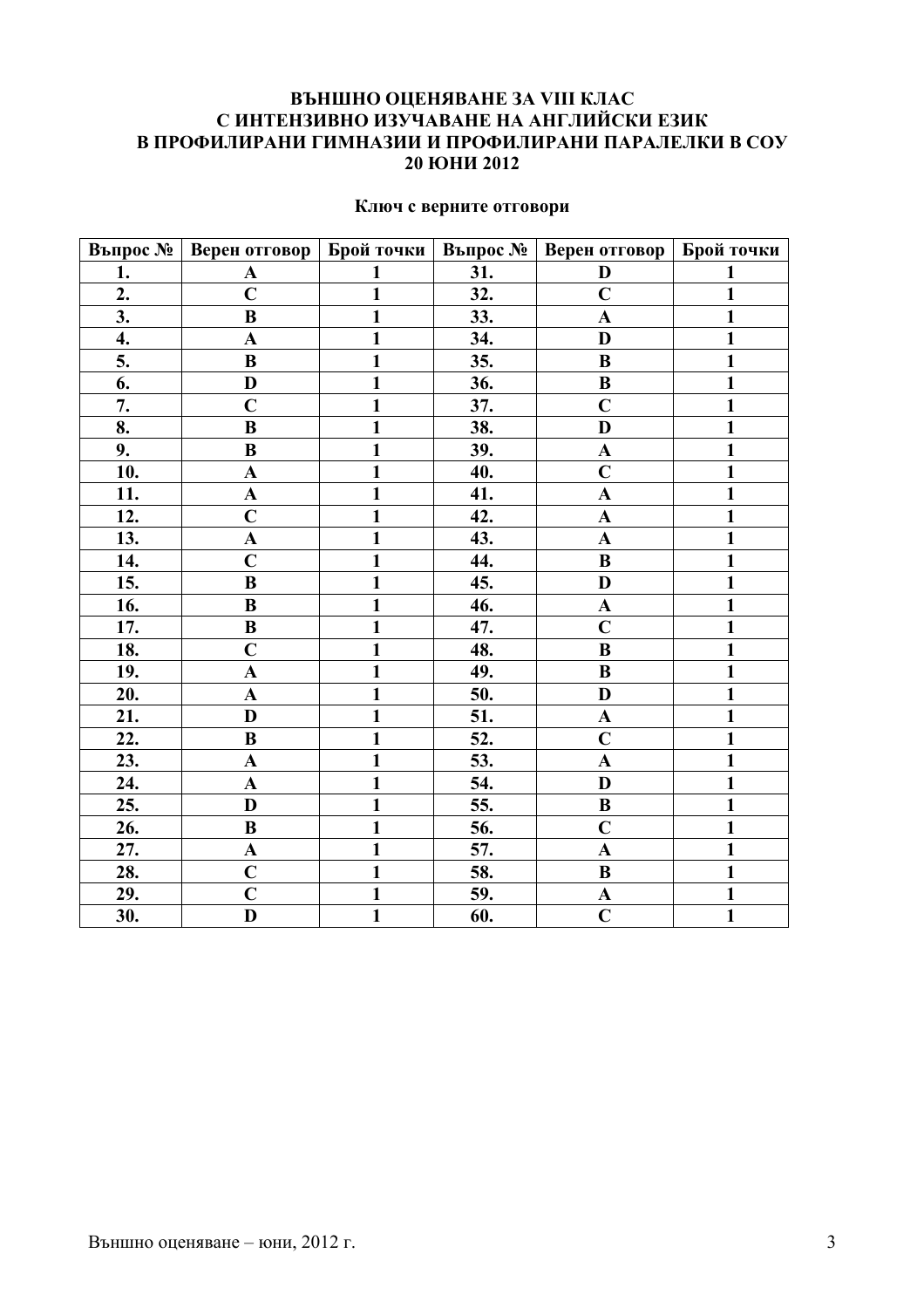**ВЪНШНО ОЦЕНЯВАНЕ ЗА VIII КЛАС**
**С ИНТЕНЗИВНО ИЗУЧАВАНЕ НА АНГЛИЙСКИ ЕЗИК**
**В ПРОФИЛИРАНИ ГИМНАЗИИ И ПРОФИЛИРАНИ ПАРАЛЕЛКИ В СОУ**
**20 ЮНИ 2012**

**Ключ с верните отговори**

| Въпрос № | Верен отговор | Брой точки | Въпрос № | Верен отговор | Брой точки |
|---|---|---|---|---|---|
| 1. | A | 1 | 31. | D | 1 |
| 2. | C | 1 | 32. | C | 1 |
| 3. | B | 1 | 33. | A | 1 |
| 4. | A | 1 | 34. | D | 1 |
| 5. | B | 1 | 35. | B | 1 |
| 6. | D | 1 | 36. | B | 1 |
| 7. | C | 1 | 37. | C | 1 |
| 8. | B | 1 | 38. | D | 1 |
| 9. | B | 1 | 39. | A | 1 |
| 10. | A | 1 | 40. | C | 1 |
| 11. | A | 1 | 41. | A | 1 |
| 12. | C | 1 | 42. | A | 1 |
| 13. | A | 1 | 43. | A | 1 |
| 14. | C | 1 | 44. | B | 1 |
| 15. | B | 1 | 45. | D | 1 |
| 16. | B | 1 | 46. | A | 1 |
| 17. | B | 1 | 47. | C | 1 |
| 18. | C | 1 | 48. | B | 1 |
| 19. | A | 1 | 49. | B | 1 |
| 20. | A | 1 | 50. | D | 1 |
| 21. | D | 1 | 51. | A | 1 |
| 22. | B | 1 | 52. | C | 1 |
| 23. | A | 1 | 53. | A | 1 |
| 24. | A | 1 | 54. | D | 1 |
| 25. | D | 1 | 55. | B | 1 |
| 26. | B | 1 | 56. | C | 1 |
| 27. | A | 1 | 57. | A | 1 |
| 28. | C | 1 | 58. | B | 1 |
| 29. | C | 1 | 59. | A | 1 |
| 30. | D | 1 | 60. | C | 1 |